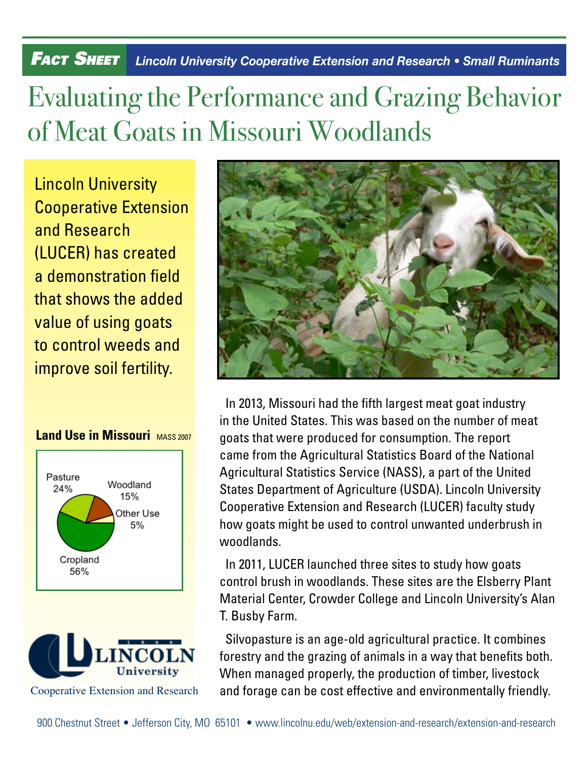**Fact Sheet** *Lincoln University Cooperative Extension and Research • Small Ruminants*

# Evaluating the Performance and Grazing Behavior of Meat Goats in Missouri Woodlands

Lincoln University Cooperative Extension and Research (LUCER) has created a demonstration field that shows the added value of using goats to control weeds and improve soil fertility.

**Land Use in Missouri** MASS 2007

Pasture 24%
Woodland 15%
Other Use 5%
Cropland 56%

Lincoln University Cooperative Extension and Research

In 2013, Missouri had the fifth largest meat goat industry in the United States. This was based on the number of meat goats that were produced for consumption. The report came from the Agricultural Statistics Board of the National Agricultural Statistics Service (NASS), a part of the United States Department of Agriculture (USDA). Lincoln University Cooperative Extension and Research (LUCER) faculty study how goats might be used to control unwanted underbrush in woodlands.

In 2011, LUCER launched three sites to study how goats control brush in woodlands. These sites are the Elsberry Plant Material Center, Crowder College and Lincoln University's Alan T. Busby Farm.

Silvopasture is an age-old agricultural practice. It combines forestry and the grazing of animals in a way that benefits both. When managed properly, the production of timber, livestock and forage can be cost effective and environmentally friendly.

900 Chestnut Street • Jefferson City, MO 65101 • www.lincolnu.edu/web/extension-and-research/extension-and-research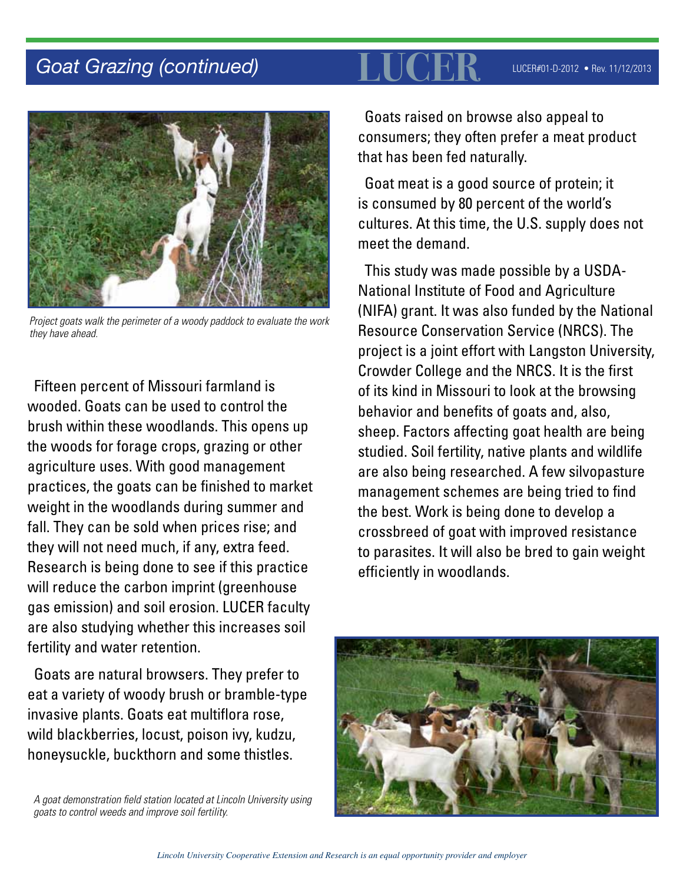*Project goats walk the perimeter of a woody paddock to evaluate the work they have ahead.*

Fifteen percent of Missouri farmland is wooded. Goats can be used to control the brush within these woodlands. This opens up the woods for forage crops, grazing or other agriculture uses. With good management practices, the goats can be finished to market weight in the woodlands during summer and fall. They can be sold when prices rise; and they will not need much, if any, extra feed. Research is being done to see if this practice will reduce the carbon imprint (greenhouse gas emission) and soil erosion. LUCER faculty are also studying whether this increases soil fertility and water retention.

Goats are natural browsers. They prefer to eat a variety of woody brush or bramble-type invasive plants. Goats eat multiflora rose, wild blackberries, locust, poison ivy, kudzu, honeysuckle, buckthorn and some thistles.

Goats raised on browse also appeal to consumers; they often prefer a meat product that has been fed naturally.

Goat meat is a good source of protein; it is consumed by 80 percent of the world's cultures. At this time, the U.S. supply does not meet the demand.

This study was made possible by a USDA-National Institute of Food and Agriculture (NIFA) grant. It was also funded by the National Resource Conservation Service (NRCS). The project is a joint effort with Langston University, Crowder College and the NRCS. It is the first of its kind in Missouri to look at the browsing behavior and benefits of goats and, also, sheep. Factors affecting goat health are being studied. Soil fertility, native plants and wildlife are also being researched. A few silvopasture management schemes are being tried to find the best. Work is being done to develop a crossbreed of goat with improved resistance to parasites. It will also be bred to gain weight efficiently in woodlands.

*A goat demonstration field station located at Lincoln University using goats to control weeds and improve soil fertility.*

*Lincoln University Cooperative Extension and Research is an equal opportunity provider and employer*